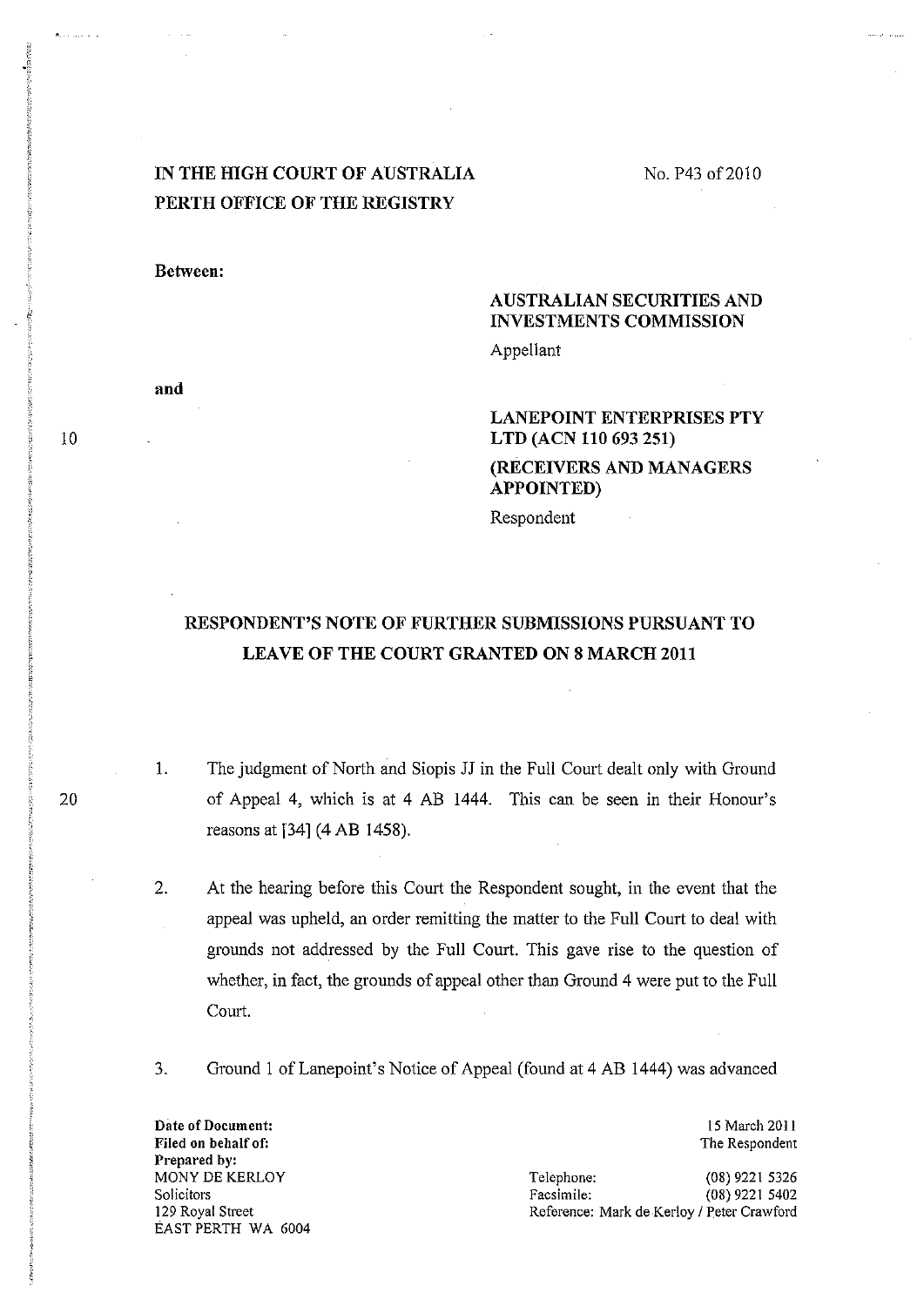**IN THE HIGH COURT OF AUSTRALIA**
**PERTH OFFICE OF THE REGISTRY**

No. P43 of 2010

**Between:**

**AUSTRALIAN SECURITIES AND INVESTMENTS COMMISSION**
Appellant

**and**

**LANEPOINT ENTERPRISES PTY LTD (ACN 110 693 251)**
**(RECEIVERS AND MANAGERS APPOINTED)**
Respondent

## RESPONDENT'S NOTE OF FURTHER SUBMISSIONS PURSUANT TO LEAVE OF THE COURT GRANTED ON 8 MARCH 2011

1. The judgment of North and Siopis JJ in the Full Court dealt only with Ground of Appeal 4, which is at 4 AB 1444. This can be seen in their Honour's reasons at [34] (4 AB 1458).

2. At the hearing before this Court the Respondent sought, in the event that the appeal was upheld, an order remitting the matter to the Full Court to deal with grounds not addressed by the Full Court. This gave rise to the question of whether, in fact, the grounds of appeal other than Ground 4 were put to the Full Court.

3. Ground 1 of Lanepoint's Notice of Appeal (found at 4 AB 1444) was advanced

**Date of Document:** 15 March 2011
**Filed on behalf of:** The Respondent
**Prepared by:**
MONY DE KERLOY
Solicitors
129 Royal Street
EAST PERTH WA 6004

Telephone: (08) 9221 5326
Facsimile: (08) 9221 5402
Reference: Mark de Kerloy / Peter Crawford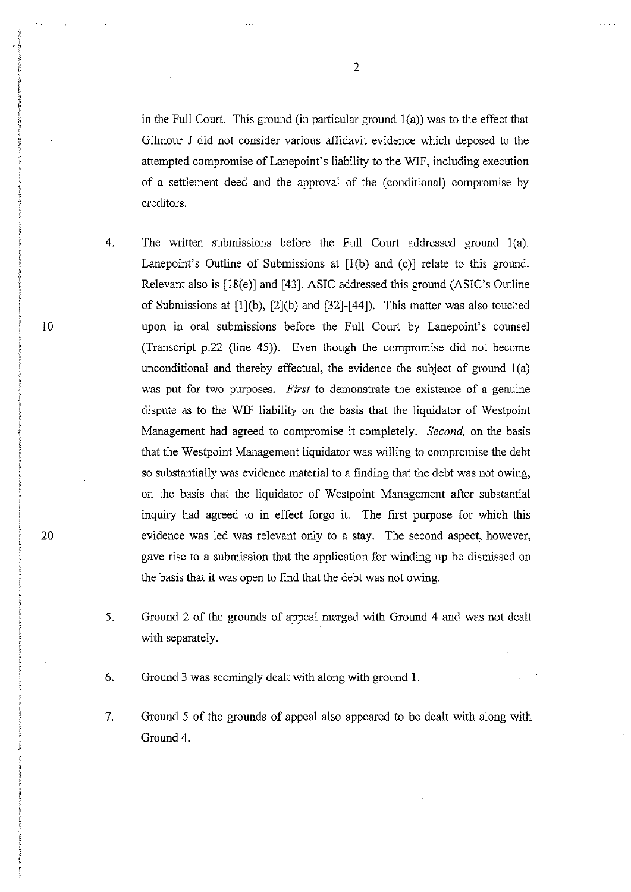in the Full Court. This ground (in particular ground 1(a)) was to the effect that Gilmour J did not consider various affidavit evidence which deposed to the attempted compromise of Lanepoint's liability to the WIF, including execution of a settlement deed and the approval of the (conditional) compromise by creditors.

4. The written submissions before the Full Court addressed ground 1(a). Lanepoint's Outline of Submissions at [1(b) and (c)] relate to this ground. Relevant also is [18(e)] and [43]. ASIC addressed this ground (ASIC's Outline of Submissions at [1](b), [2](b) and [32]-[44]). This matter was also touched upon in oral submissions before the Full Court by Lanepoint's counsel (Transcript p.22 (line 45)). Even though the compromise did not become unconditional and thereby effectual, the evidence the subject of ground 1(a) was put for two purposes. *First* to demonstrate the existence of a genuine dispute as to the WIF liability on the basis that the liquidator of Westpoint Management had agreed to compromise it completely. *Second,* on the basis that the Westpoint Management liquidator was willing to compromise the debt so substantially was evidence material to a finding that the debt was not owing, on the basis that the liquidator of Westpoint Management after substantial inquiry had agreed to in effect forgo it. The first purpose for which this evidence was led was relevant only to a stay. The second aspect, however, gave rise to a submission that the application for winding up be dismissed on the basis that it was open to find that the debt was not owing.

5. Ground 2 of the grounds of appeal merged with Ground 4 and was not dealt with separately.

6. Ground 3 was seemingly dealt with along with ground 1.

7. Ground 5 of the grounds of appeal also appeared to be dealt with along with Ground 4.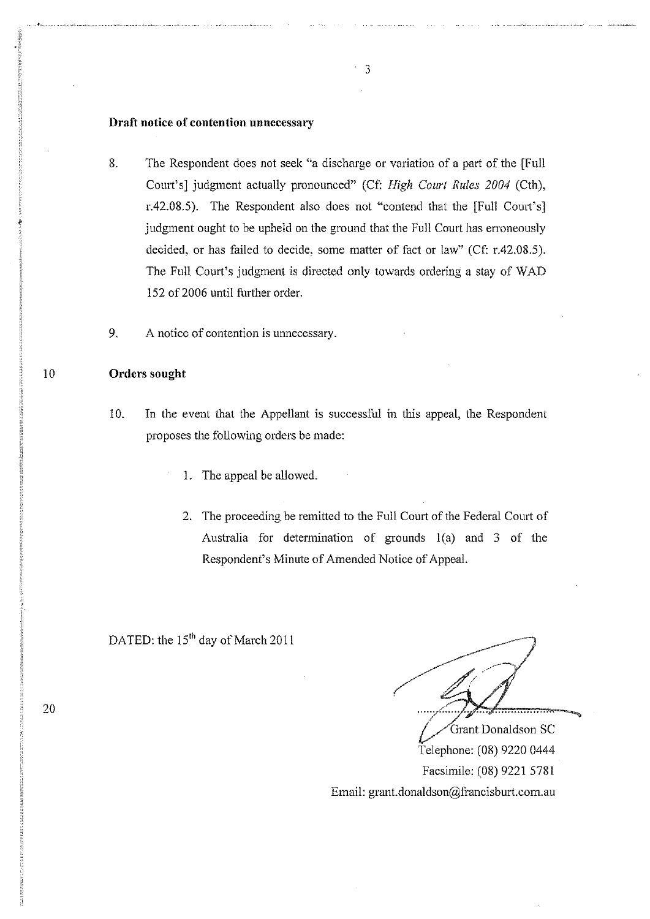**Draft notice of contention unnecessary**

8. The Respondent does not seek "a discharge or variation of a part of the [Full Court's] judgment actually pronounced" (Cf: *High Court Rules 2004* (Cth), r.42.08.5). The Respondent also does not "contend that the [Full Court's] judgment ought to be upheld on the ground that the Full Court has erroneously decided, or has failed to decide, some matter of fact or law" (Cf: r.42.08.5). The Full Court's judgment is directed only towards ordering a stay of WAD 152 of 2006 until further order.

9. A notice of contention is unnecessary.

**Orders sought**

10. In the event that the Appellant is successful in this appeal, the Respondent proposes the following orders be made:

    1. The appeal be allowed.

    2. The proceeding be remitted to the Full Court of the Federal Court of Australia for determination of grounds 1(a) and 3 of the Respondent's Minute of Amended Notice of Appeal.

DATED: the 15th day of March 2011

Grant Donaldson SC
Telephone: (08) 9220 0444
Facsimile: (08) 9221 5781
Email: grant.donaldson@francisburt.com.au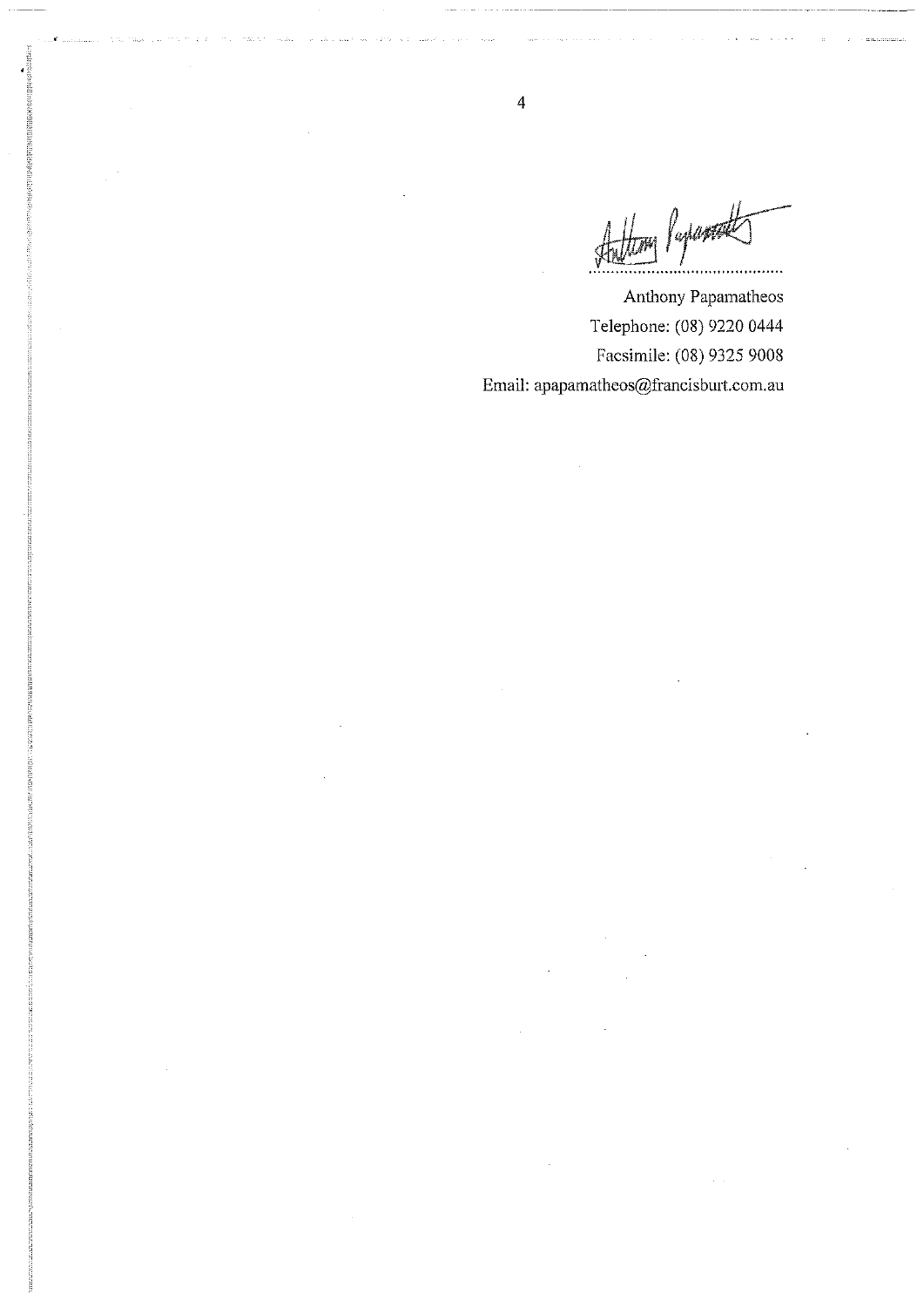..........................................

Anthony Papamatheos

Telephone: (08) 9220 0444

Facsimile: (08) 9325 9008

Email: apapamatheos@francisburt.com.au